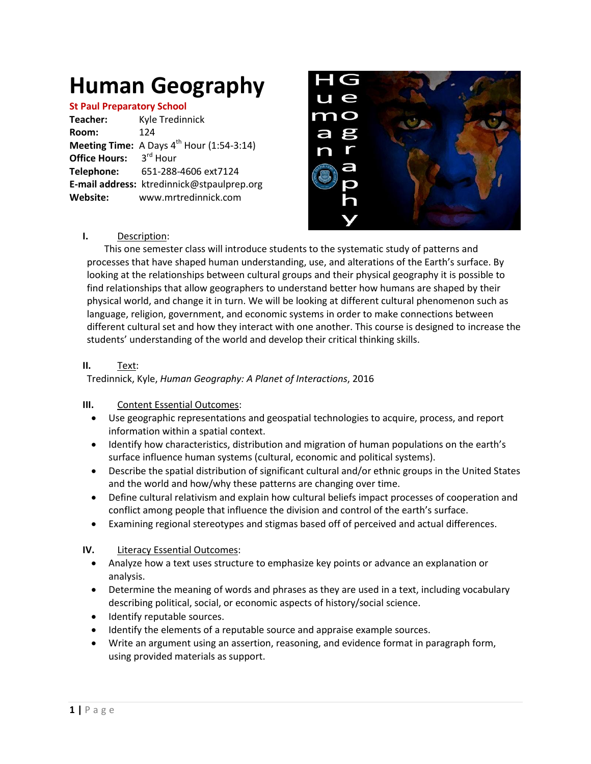# Human Geography

**St Paul Preparatory School**

**Teacher:** Kyle Tredinnick
**Room:** 124
**Meeting Time:** A Days 4th Hour (1:54-3:14)
**Office Hours:** 3rd Hour
**Telephone:** 651-288-4606 ext7124
**E-mail address:** ktredinnick@stpaulprep.org
**Website:** www.mrtredinnick.com

## I. Description:

This one semester class will introduce students to the systematic study of patterns and processes that have shaped human understanding, use, and alterations of the Earth's surface. By looking at the relationships between cultural groups and their physical geography it is possible to find relationships that allow geographers to understand better how humans are shaped by their physical world, and change it in turn. We will be looking at different cultural phenomenon such as language, religion, government, and economic systems in order to make connections between different cultural set and how they interact with one another. This course is designed to increase the students' understanding of the world and develop their critical thinking skills.

## II. Text:

Tredinnick, Kyle, *Human Geography: A Planet of Interactions*, 2016

## III. Content Essential Outcomes:

- Use geographic representations and geospatial technologies to acquire, process, and report information within a spatial context.
- Identify how characteristics, distribution and migration of human populations on the earth's surface influence human systems (cultural, economic and political systems).
- Describe the spatial distribution of significant cultural and/or ethnic groups in the United States and the world and how/why these patterns are changing over time.
- Define cultural relativism and explain how cultural beliefs impact processes of cooperation and conflict among people that influence the division and control of the earth's surface.
- Examining regional stereotypes and stigmas based off of perceived and actual differences.

## IV. Literacy Essential Outcomes:

- Analyze how a text uses structure to emphasize key points or advance an explanation or analysis.
- Determine the meaning of words and phrases as they are used in a text, including vocabulary describing political, social, or economic aspects of history/social science.
- Identify reputable sources.
- Identify the elements of a reputable source and appraise example sources.
- Write an argument using an assertion, reasoning, and evidence format in paragraph form, using provided materials as support.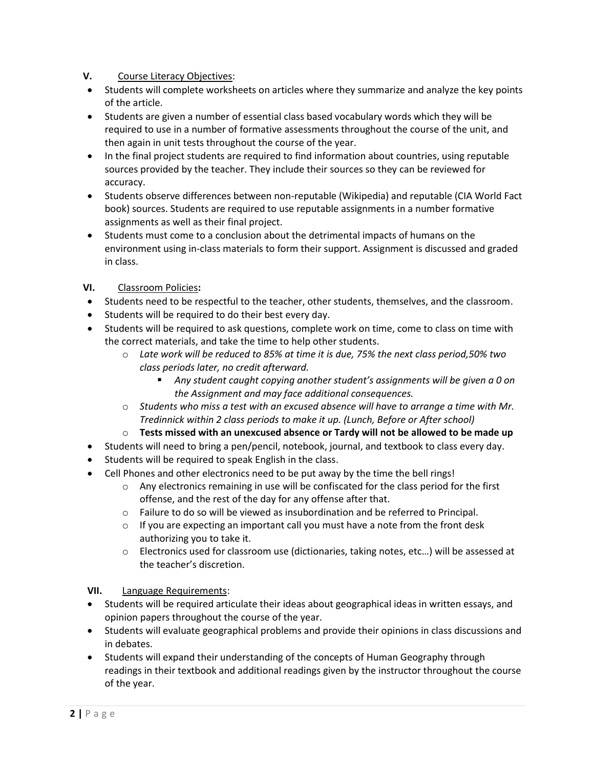## V. Course Literacy Objectives:

- Students will complete worksheets on articles where they summarize and analyze the key points of the article.
- Students are given a number of essential class based vocabulary words which they will be required to use in a number of formative assessments throughout the course of the unit, and then again in unit tests throughout the course of the year.
- In the final project students are required to find information about countries, using reputable sources provided by the teacher. They include their sources so they can be reviewed for accuracy.
- Students observe differences between non-reputable (Wikipedia) and reputable (CIA World Fact book) sources. Students are required to use reputable assignments in a number formative assignments as well as their final project.
- Students must come to a conclusion about the detrimental impacts of humans on the environment using in-class materials to form their support. Assignment is discussed and graded in class.

## VI. Classroom Policies:

- Students need to be respectful to the teacher, other students, themselves, and the classroom.
- Students will be required to do their best every day.
- Students will be required to ask questions, complete work on time, come to class on time with the correct materials, and take the time to help other students.
  - *Late work will be reduced to 85% at time it is due, 75% the next class period,50% two class periods later, no credit afterward.*
    - *Any student caught copying another student's assignments will be given a 0 on the Assignment and may face additional consequences.*
  - *Students who miss a test with an excused absence will have to arrange a time with Mr. Tredinnick within 2 class periods to make it up. (Lunch, Before or After school)*
  - **Tests missed with an unexcused absence or Tardy will not be allowed to be made up**
- Students will need to bring a pen/pencil, notebook, journal, and textbook to class every day.
- Students will be required to speak English in the class.
- Cell Phones and other electronics need to be put away by the time the bell rings!
  - Any electronics remaining in use will be confiscated for the class period for the first offense, and the rest of the day for any offense after that.
  - Failure to do so will be viewed as insubordination and be referred to Principal.
  - If you are expecting an important call you must have a note from the front desk authorizing you to take it.
  - Electronics used for classroom use (dictionaries, taking notes, etc…) will be assessed at the teacher's discretion.

## VII. Language Requirements:

- Students will be required articulate their ideas about geographical ideas in written essays, and opinion papers throughout the course of the year.
- Students will evaluate geographical problems and provide their opinions in class discussions and in debates.
- Students will expand their understanding of the concepts of Human Geography through readings in their textbook and additional readings given by the instructor throughout the course of the year.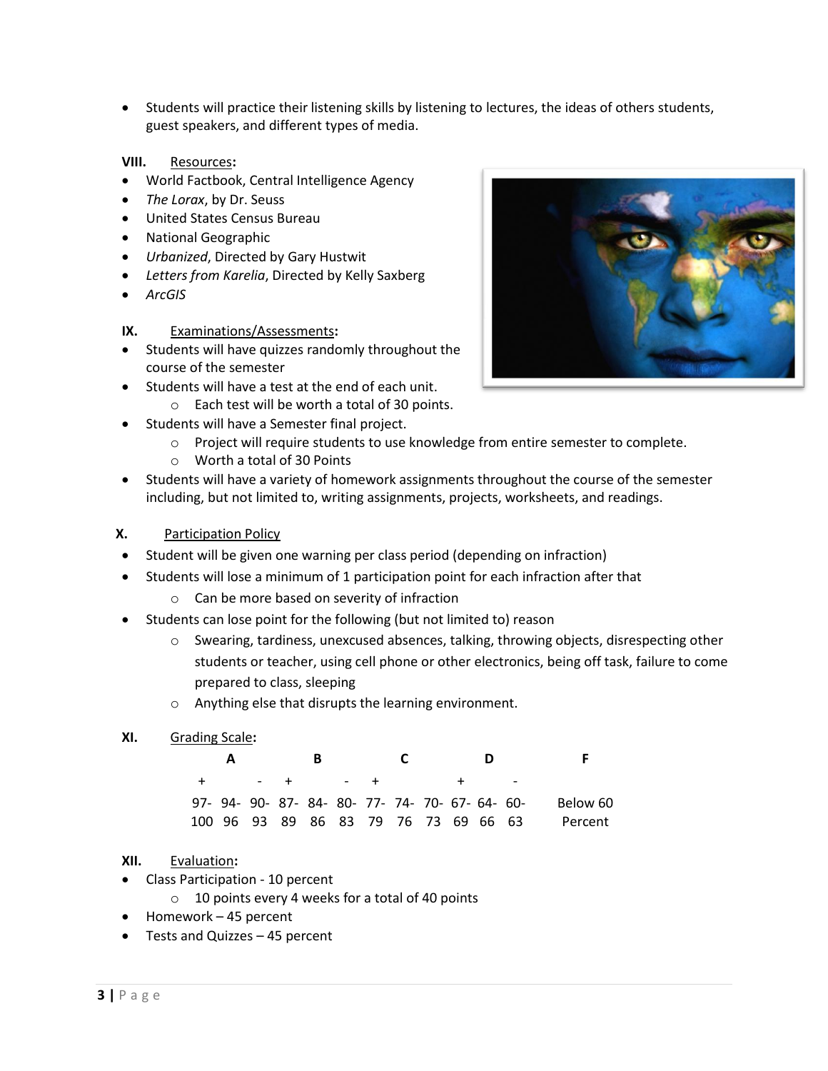- Students will practice their listening skills by listening to lectures, the ideas of others students, guest speakers, and different types of media.

**VIII.** Resources**:**

- World Factbook, Central Intelligence Agency
- *The Lorax*, by Dr. Seuss
- United States Census Bureau
- National Geographic
- *Urbanized*, Directed by Gary Hustwit
- *Letters from Karelia*, Directed by Kelly Saxberg
- *ArcGIS*

**IX.** Examinations/Assessments**:**

- Students will have quizzes randomly throughout the course of the semester
- Students will have a test at the end of each unit.
  - Each test will be worth a total of 30 points.
- Students will have a Semester final project.
  - Project will require students to use knowledge from entire semester to complete.
  - Worth a total of 30 Points
- Students will have a variety of homework assignments throughout the course of the semester including, but not limited to, writing assignments, projects, worksheets, and readings.

**X.** Participation Policy

- Student will be given one warning per class period (depending on infraction)
- Students will lose a minimum of 1 participation point for each infraction after that
  - Can be more based on severity of infraction
- Students can lose point for the following (but not limited to) reason
  - Swearing, tardiness, unexcused absences, talking, throwing objects, disrespecting other students or teacher, using cell phone or other electronics, being off task, failure to come prepared to class, sleeping
  - Anything else that disrupts the learning environment.

**XI.** Grading Scale**:**

| A | | | B | | | C | | | D | | | F |
|---|---|---|---|---|---|---|---|---|---|---|---|---|
| + | | - | + | | - | + | | | + | | - | |
| 97-100 | 94-96 | 90-93 | 87-89 | 84-86 | 80-83 | 77-79 | 74-76 | 70-73 | 67-69 | 64-66 | 60-63 | Below 60 Percent |

**XII.** Evaluation**:**

- Class Participation - 10 percent
  - 10 points every 4 weeks for a total of 40 points
- Homework – 45 percent
- Tests and Quizzes – 45 percent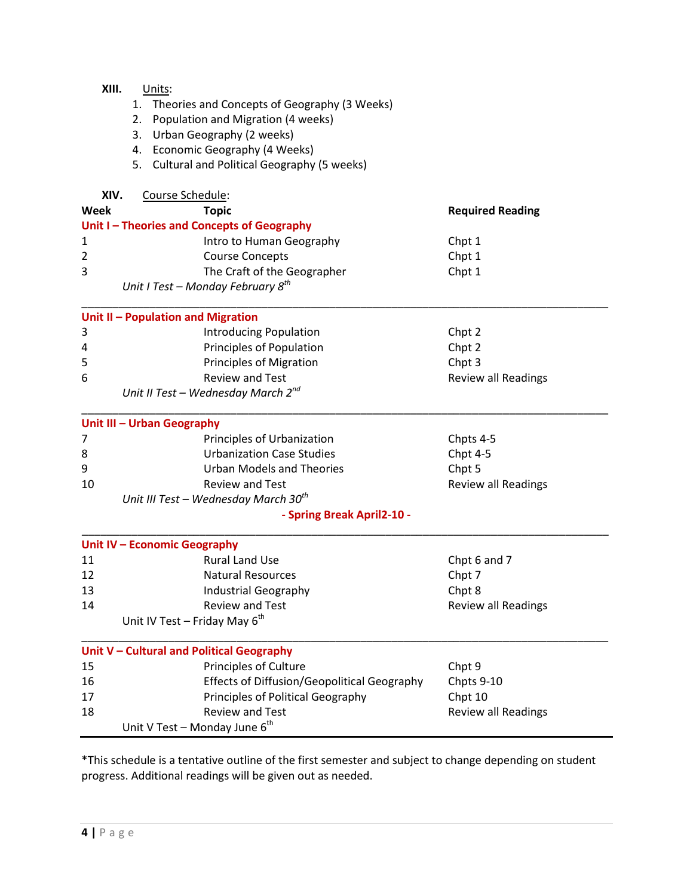**XIII.** Units:

1. Theories and Concepts of Geography (3 Weeks)
2. Population and Migration (4 weeks)
3. Urban Geography (2 weeks)
4. Economic Geography (4 Weeks)
5. Cultural and Political Geography (5 weeks)

**XIV.** Course Schedule:

| Week | Topic | Required Reading |
|---|---|---|
| **Unit I – Theories and Concepts of Geography** | | |
| 1 | Intro to Human Geography | Chpt 1 |
| 2 | Course Concepts | Chpt 1 |
| 3 | The Craft of the Geographer | Chpt 1 |
| | *Unit I Test – Monday February 8th* | |
| **Unit II – Population and Migration** | | |
| 3 | Introducing Population | Chpt 2 |
| 4 | Principles of Population | Chpt 2 |
| 5 | Principles of Migration | Chpt 3 |
| 6 | Review and Test | Review all Readings |
| | *Unit II Test – Wednesday March 2nd* | |
| **Unit III – Urban Geography** | | |
| 7 | Principles of Urbanization | Chpts 4-5 |
| 8 | Urbanization Case Studies | Chpt 4-5 |
| 9 | Urban Models and Theories | Chpt 5 |
| 10 | Review and Test | Review all Readings |
| | *Unit III Test – Wednesday March 30th* | |
| | **- Spring Break April2-10 -** | |
| **Unit IV – Economic Geography** | | |
| 11 | Rural Land Use | Chpt 6 and 7 |
| 12 | Natural Resources | Chpt 7 |
| 13 | Industrial Geography | Chpt 8 |
| 14 | Review and Test | Review all Readings |
| | Unit IV Test – Friday May 6th | |
| **Unit V – Cultural and Political Geography** | | |
| 15 | Principles of Culture | Chpt 9 |
| 16 | Effects of Diffusion/Geopolitical Geography | Chpts 9-10 |
| 17 | Principles of Political Geography | Chpt 10 |
| 18 | Review and Test | Review all Readings |
| | Unit V Test – Monday June 6th | |

*This schedule is a tentative outline of the first semester and subject to change depending on student progress. Additional readings will be given out as needed.